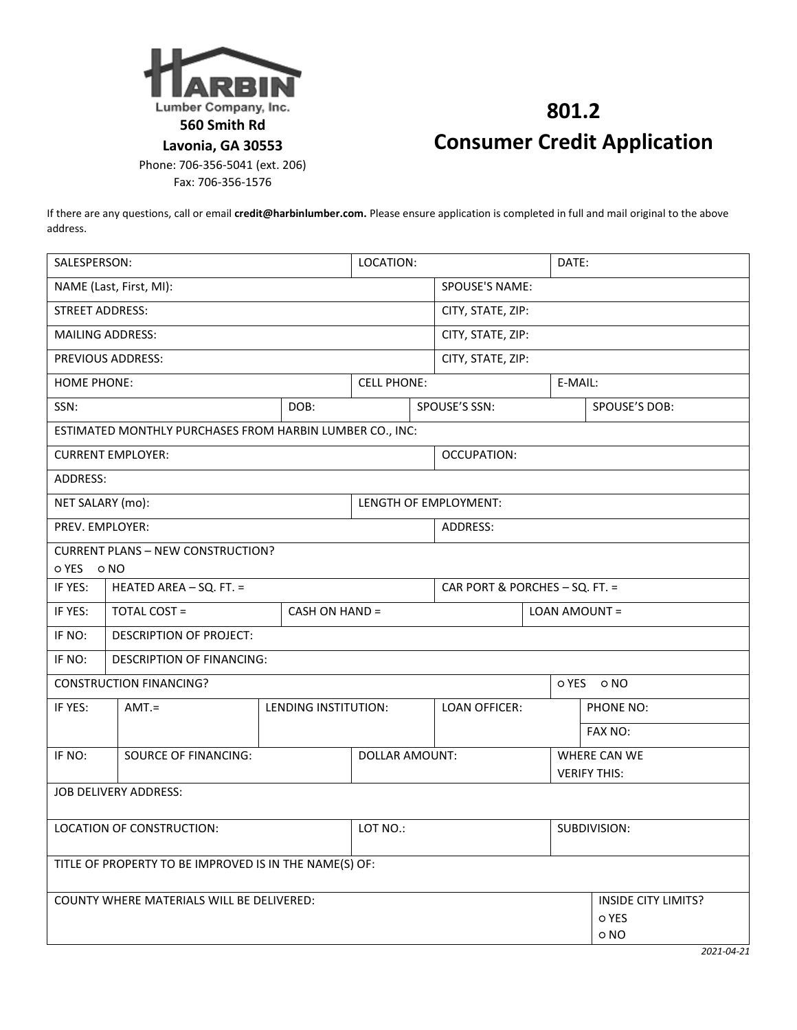Harbin Lumber Company, Inc.

**560 Smith Rd**

**Lavonia, GA 30553**

Phone: 706-356-5041 (ext. 206)

Fax: 706-356-1576

# 801.2
# Consumer Credit Application

If there are any questions, call or email **credit@harbinlumber.com.** Please ensure application is completed in full and mail original to the above address.

| SALESPERSON: | | LOCATION: | | DATE: |
|---|---|---|---|---|
| NAME (Last, First, MI): | | | SPOUSE'S NAME: | |
| STREET ADDRESS: | | | CITY, STATE, ZIP: | |
| MAILING ADDRESS: | | | CITY, STATE, ZIP: | |
| PREVIOUS ADDRESS: | | | CITY, STATE, ZIP: | |
| HOME PHONE: | | CELL PHONE: | | E-MAIL: |
| SSN: | DOB: | SPOUSE'S SSN: | | SPOUSE'S DOB: |
| ESTIMATED MONTHLY PURCHASES FROM HARBIN LUMBER CO., INC: | | | | |
| CURRENT EMPLOYER: | | | OCCUPATION: | |
| ADDRESS: | | | | |
| NET SALARY (mo): | | LENGTH OF EMPLOYMENT: | | |
| PREV. EMPLOYER: | | | ADDRESS: | |
| CURRENT PLANS – NEW CONSTRUCTION? ○ YES ○ NO | | | | |
| IF YES: | HEATED AREA – SQ. FT. = | | CAR PORT & PORCHES – SQ. FT. = | |
| IF YES: | TOTAL COST = | CASH ON HAND = | | LOAN AMOUNT = |
| IF NO: | DESCRIPTION OF PROJECT: | | | |
| IF NO: | DESCRIPTION OF FINANCING: | | | |
| CONSTRUCTION FINANCING? | | | | ○ YES ○ NO |
| IF YES: | AMT.= | LENDING INSTITUTION: | LOAN OFFICER: | PHONE NO: / FAX NO: |
| IF NO: | SOURCE OF FINANCING: | DOLLAR AMOUNT: | | WHERE CAN WE VERIFY THIS: |
| JOB DELIVERY ADDRESS: | | | | |
| LOCATION OF CONSTRUCTION: | | LOT NO.: | | SUBDIVISION: |
| TITLE OF PROPERTY TO BE IMPROVED IS IN THE NAME(S) OF: | | | | |
| COUNTY WHERE MATERIALS WILL BE DELIVERED: | | | | INSIDE CITY LIMITS? ○ YES ○ NO |

*2021-04-21*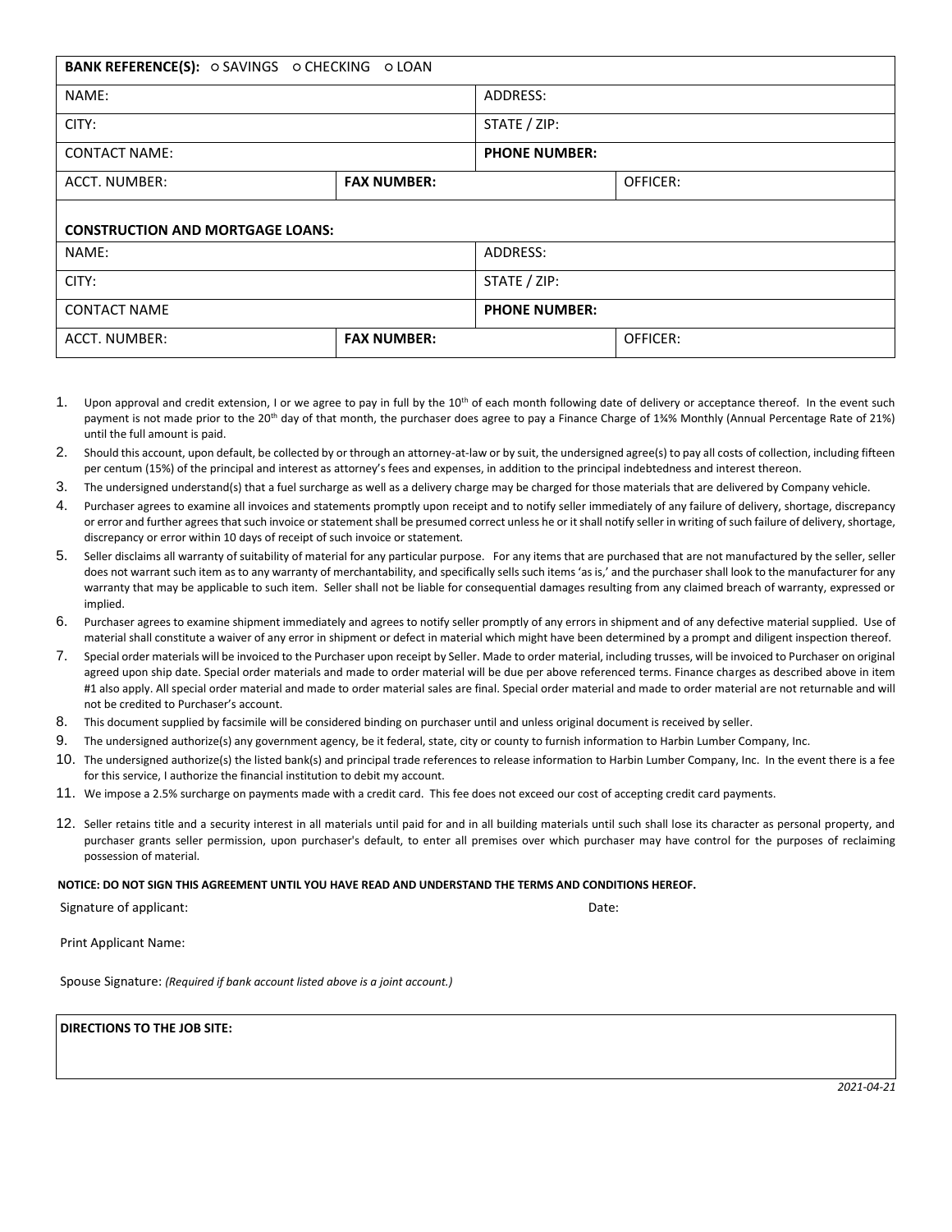| BANK REFERENCE(S): ○ SAVINGS ○ CHECKING ○ LOAN | | | |
|---|---|---|---|
| NAME: | | ADDRESS: | |
| CITY: | | STATE / ZIP: | |
| CONTACT NAME: | | **PHONE NUMBER:** | |
| ACCT. NUMBER: | **FAX NUMBER:** | | OFFICER: |
| **CONSTRUCTION AND MORTGAGE LOANS:** | | | |
| NAME: | | ADDRESS: | |
| CITY: | | STATE / ZIP: | |
| CONTACT NAME | | **PHONE NUMBER:** | |
| ACCT. NUMBER: | **FAX NUMBER:** | | OFFICER: |

1. Upon approval and credit extension, I or we agree to pay in full by the 10th of each month following date of delivery or acceptance thereof. In the event such payment is not made prior to the 20th day of that month, the purchaser does agree to pay a Finance Charge of 1¾% Monthly (Annual Percentage Rate of 21%) until the full amount is paid.
2. Should this account, upon default, be collected by or through an attorney-at-law or by suit, the undersigned agree(s) to pay all costs of collection, including fifteen per centum (15%) of the principal and interest as attorney's fees and expenses, in addition to the principal indebtedness and interest thereon.
3. The undersigned understand(s) that a fuel surcharge as well as a delivery charge may be charged for those materials that are delivered by Company vehicle.
4. Purchaser agrees to examine all invoices and statements promptly upon receipt and to notify seller immediately of any failure of delivery, shortage, discrepancy or error and further agrees that such invoice or statement shall be presumed correct unless he or it shall notify seller in writing of such failure of delivery, shortage, discrepancy or error within 10 days of receipt of such invoice or statement.
5. Seller disclaims all warranty of suitability of material for any particular purpose. For any items that are purchased that are not manufactured by the seller, seller does not warrant such item as to any warranty of merchantability, and specifically sells such items 'as is,' and the purchaser shall look to the manufacturer for any warranty that may be applicable to such item. Seller shall not be liable for consequential damages resulting from any claimed breach of warranty, expressed or implied.
6. Purchaser agrees to examine shipment immediately and agrees to notify seller promptly of any errors in shipment and of any defective material supplied. Use of material shall constitute a waiver of any error in shipment or defect in material which might have been determined by a prompt and diligent inspection thereof.
7. Special order materials will be invoiced to the Purchaser upon receipt by Seller. Made to order material, including trusses, will be invoiced to Purchaser on original agreed upon ship date. Special order materials and made to order material will be due per above referenced terms. Finance charges as described above in item #1 also apply. All special order material and made to order material sales are final. Special order material and made to order material are not returnable and will not be credited to Purchaser's account.
8. This document supplied by facsimile will be considered binding on purchaser until and unless original document is received by seller.
9. The undersigned authorize(s) any government agency, be it federal, state, city or county to furnish information to Harbin Lumber Company, Inc.
10. The undersigned authorize(s) the listed bank(s) and principal trade references to release information to Harbin Lumber Company, Inc. In the event there is a fee for this service, I authorize the financial institution to debit my account.
11. We impose a 2.5% surcharge on payments made with a credit card. This fee does not exceed our cost of accepting credit card payments.
12. Seller retains title and a security interest in all materials until paid for and in all building materials until such shall lose its character as personal property, and purchaser grants seller permission, upon purchaser's default, to enter all premises over which purchaser may have control for the purposes of reclaiming possession of material.

**NOTICE: DO NOT SIGN THIS AGREEMENT UNTIL YOU HAVE READ AND UNDERSTAND THE TERMS AND CONDITIONS HEREOF.**

Signature of applicant: Date:

Print Applicant Name:

Spouse Signature: *(Required if bank account listed above is a joint account.)*

| DIRECTIONS TO THE JOB SITE: |
|---|
| |

*2021-04-21*